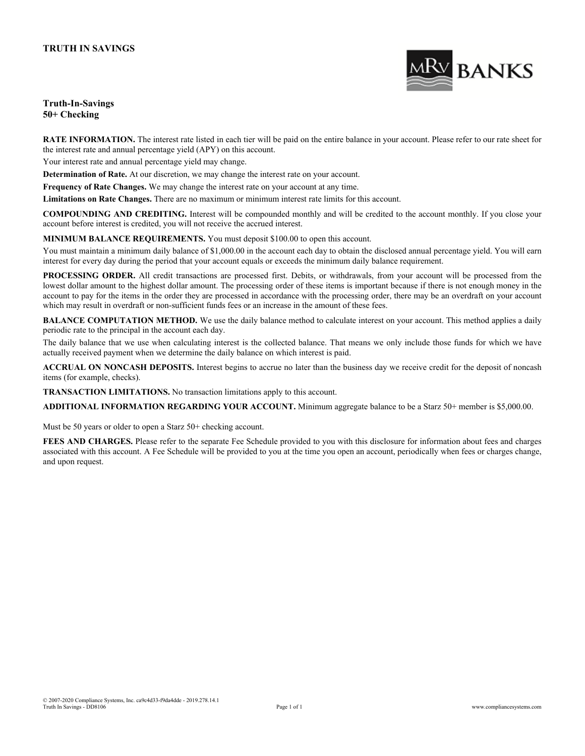# TRUTH IN SAVINGS

MRV BANKS

## Truth-In-Savings
## 50+ Checking

**RATE INFORMATION.** The interest rate listed in each tier will be paid on the entire balance in your account. Please refer to our rate sheet for the interest rate and annual percentage yield (APY) on this account.

Your interest rate and annual percentage yield may change.

**Determination of Rate.** At our discretion, we may change the interest rate on your account.

**Frequency of Rate Changes.** We may change the interest rate on your account at any time.

**Limitations on Rate Changes.** There are no maximum or minimum interest rate limits for this account.

**COMPOUNDING AND CREDITING.** Interest will be compounded monthly and will be credited to the account monthly. If you close your account before interest is credited, you will not receive the accrued interest.

**MINIMUM BALANCE REQUIREMENTS.** You must deposit $100.00 to open this account.

You must maintain a minimum daily balance of $1,000.00 in the account each day to obtain the disclosed annual percentage yield. You will earn interest for every day during the period that your account equals or exceeds the minimum daily balance requirement.

**PROCESSING ORDER.** All credit transactions are processed first. Debits, or withdrawals, from your account will be processed from the lowest dollar amount to the highest dollar amount. The processing order of these items is important because if there is not enough money in the account to pay for the items in the order they are processed in accordance with the processing order, there may be an overdraft on your account which may result in overdraft or non-sufficient funds fees or an increase in the amount of these fees.

**BALANCE COMPUTATION METHOD.** We use the daily balance method to calculate interest on your account. This method applies a daily periodic rate to the principal in the account each day.

The daily balance that we use when calculating interest is the collected balance. That means we only include those funds for which we have actually received payment when we determine the daily balance on which interest is paid.

**ACCRUAL ON NONCASH DEPOSITS.** Interest begins to accrue no later than the business day we receive credit for the deposit of noncash items (for example, checks).

**TRANSACTION LIMITATIONS.** No transaction limitations apply to this account.

**ADDITIONAL INFORMATION REGARDING YOUR ACCOUNT.** Minimum aggregate balance to be a Starz 50+ member is $5,000.00.

Must be 50 years or older to open a Starz 50+ checking account.

**FEES AND CHARGES.** Please refer to the separate Fee Schedule provided to you with this disclosure for information about fees and charges associated with this account. A Fee Schedule will be provided to you at the time you open an account, periodically when fees or charges change, and upon request.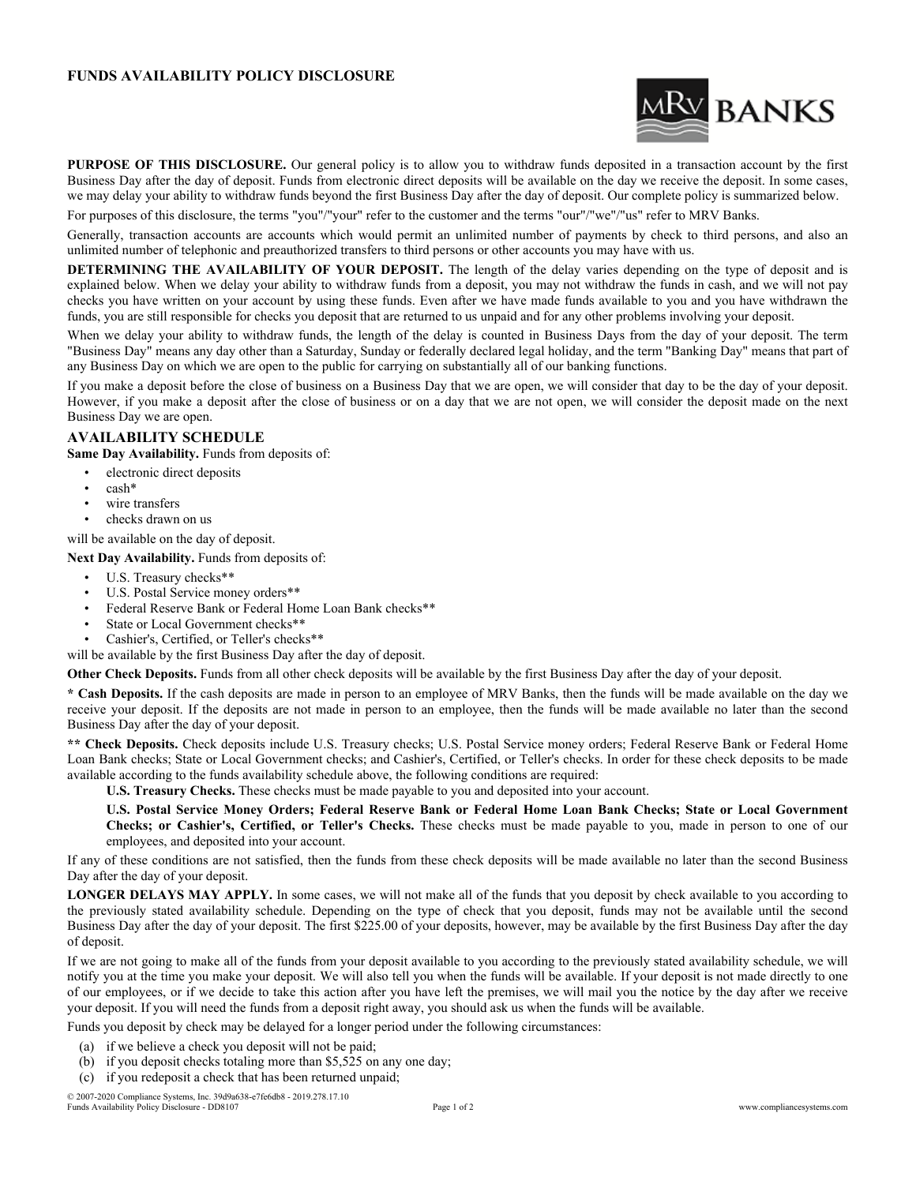# FUNDS AVAILABILITY POLICY DISCLOSURE

MRV BANKS

**PURPOSE OF THIS DISCLOSURE.** Our general policy is to allow you to withdraw funds deposited in a transaction account by the first Business Day after the day of deposit. Funds from electronic direct deposits will be available on the day we receive the deposit. In some cases, we may delay your ability to withdraw funds beyond the first Business Day after the day of deposit. Our complete policy is summarized below.

For purposes of this disclosure, the terms "you"/"your" refer to the customer and the terms "our"/"we"/"us" refer to MRV Banks.

Generally, transaction accounts are accounts which would permit an unlimited number of payments by check to third persons, and also an unlimited number of telephonic and preauthorized transfers to third persons or other accounts you may have with us.

**DETERMINING THE AVAILABILITY OF YOUR DEPOSIT.** The length of the delay varies depending on the type of deposit and is explained below. When we delay your ability to withdraw funds from a deposit, you may not withdraw the funds in cash, and we will not pay checks you have written on your account by using these funds. Even after we have made funds available to you and you have withdrawn the funds, you are still responsible for checks you deposit that are returned to us unpaid and for any other problems involving your deposit.

When we delay your ability to withdraw funds, the length of the delay is counted in Business Days from the day of your deposit. The term "Business Day" means any day other than a Saturday, Sunday or federally declared legal holiday, and the term "Banking Day" means that part of any Business Day on which we are open to the public for carrying on substantially all of our banking functions.

If you make a deposit before the close of business on a Business Day that we are open, we will consider that day to be the day of your deposit. However, if you make a deposit after the close of business or on a day that we are not open, we will consider the deposit made on the next Business Day we are open.

## AVAILABILITY SCHEDULE

**Same Day Availability.** Funds from deposits of:

- electronic direct deposits
- cash*
- wire transfers
- checks drawn on us

will be available on the day of deposit.

**Next Day Availability.** Funds from deposits of:

- U.S. Treasury checks**
- U.S. Postal Service money orders**
- Federal Reserve Bank or Federal Home Loan Bank checks**
- State or Local Government checks**
- Cashier's, Certified, or Teller's checks**

will be available by the first Business Day after the day of deposit.

**Other Check Deposits.** Funds from all other check deposits will be available by the first Business Day after the day of your deposit.

**\* Cash Deposits.** If the cash deposits are made in person to an employee of MRV Banks, then the funds will be made available on the day we receive your deposit. If the deposits are not made in person to an employee, then the funds will be made available no later than the second Business Day after the day of your deposit.

**\*\* Check Deposits.** Check deposits include U.S. Treasury checks; U.S. Postal Service money orders; Federal Reserve Bank or Federal Home Loan Bank checks; State or Local Government checks; and Cashier's, Certified, or Teller's checks. In order for these check deposits to be made available according to the funds availability schedule above, the following conditions are required:

> **U.S. Treasury Checks.** These checks must be made payable to you and deposited into your account.
>
> **U.S. Postal Service Money Orders; Federal Reserve Bank or Federal Home Loan Bank Checks; State or Local Government Checks; or Cashier's, Certified, or Teller's Checks.** These checks must be made payable to you, made in person to one of our employees, and deposited into your account.

If any of these conditions are not satisfied, then the funds from these check deposits will be made available no later than the second Business Day after the day of your deposit.

**LONGER DELAYS MAY APPLY.** In some cases, we will not make all of the funds that you deposit by check available to you according to the previously stated availability schedule. Depending on the type of check that you deposit, funds may not be available until the second Business Day after the day of your deposit. The first $225.00 of your deposits, however, may be available by the first Business Day after the day of deposit.

If we are not going to make all of the funds from your deposit available to you according to the previously stated availability schedule, we will notify you at the time you make your deposit. We will also tell you when the funds will be available. If your deposit is not made directly to one of our employees, or if we decide to take this action after you have left the premises, we will mail you the notice by the day after we receive your deposit. If you will need the funds from a deposit right away, you should ask us when the funds will be available.

Funds you deposit by check may be delayed for a longer period under the following circumstances:

(a) if we believe a check you deposit will not be paid;
(b) if you deposit checks totaling more than $5,525 on any one day;
(c) if you redeposit a check that has been returned unpaid;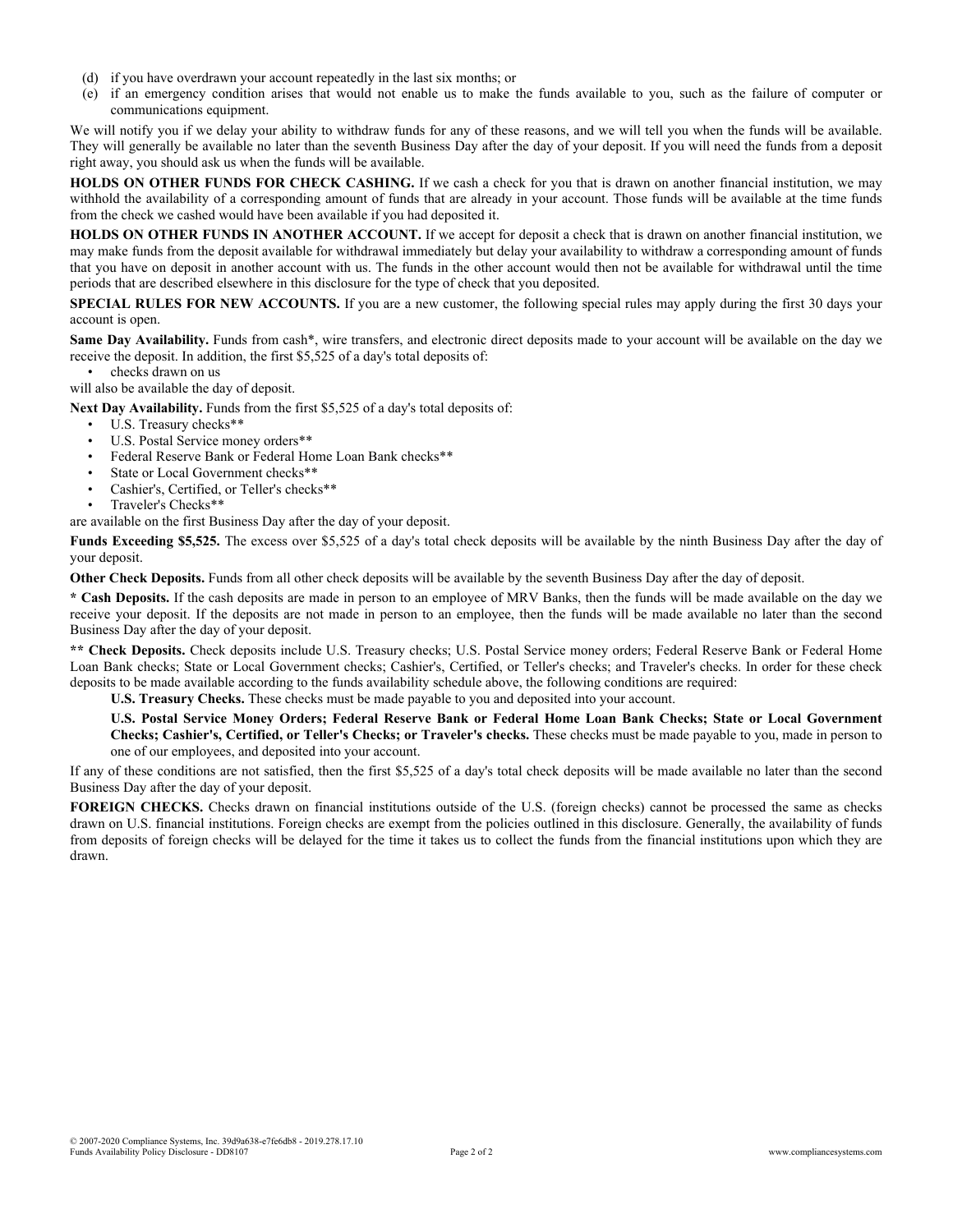(d) if you have overdrawn your account repeatedly in the last six months; or
(e) if an emergency condition arises that would not enable us to make the funds available to you, such as the failure of computer or communications equipment.

We will notify you if we delay your ability to withdraw funds for any of these reasons, and we will tell you when the funds will be available. They will generally be available no later than the seventh Business Day after the day of your deposit. If you will need the funds from a deposit right away, you should ask us when the funds will be available.

**HOLDS ON OTHER FUNDS FOR CHECK CASHING.** If we cash a check for you that is drawn on another financial institution, we may withhold the availability of a corresponding amount of funds that are already in your account. Those funds will be available at the time funds from the check we cashed would have been available if you had deposited it.

**HOLDS ON OTHER FUNDS IN ANOTHER ACCOUNT.** If we accept for deposit a check that is drawn on another financial institution, we may make funds from the deposit available for withdrawal immediately but delay your availability to withdraw a corresponding amount of funds that you have on deposit in another account with us. The funds in the other account would then not be available for withdrawal until the time periods that are described elsewhere in this disclosure for the type of check that you deposited.

**SPECIAL RULES FOR NEW ACCOUNTS.** If you are a new customer, the following special rules may apply during the first 30 days your account is open.

**Same Day Availability.** Funds from cash*, wire transfers, and electronic direct deposits made to your account will be available on the day we receive the deposit. In addition, the first $5,525 of a day's total deposits of:

- checks drawn on us

will also be available the day of deposit.

**Next Day Availability.** Funds from the first $5,525 of a day's total deposits of:

- U.S. Treasury checks**
- U.S. Postal Service money orders**
- Federal Reserve Bank or Federal Home Loan Bank checks**
- State or Local Government checks**
- Cashier's, Certified, or Teller's checks**
- Traveler's Checks**

are available on the first Business Day after the day of your deposit.

**Funds Exceeding $5,525.** The excess over $5,525 of a day's total check deposits will be available by the ninth Business Day after the day of your deposit.

**Other Check Deposits.** Funds from all other check deposits will be available by the seventh Business Day after the day of deposit.

**\* Cash Deposits.** If the cash deposits are made in person to an employee of MRV Banks, then the funds will be made available on the day we receive your deposit. If the deposits are not made in person to an employee, then the funds will be made available no later than the second Business Day after the day of your deposit.

**\*\* Check Deposits.** Check deposits include U.S. Treasury checks; U.S. Postal Service money orders; Federal Reserve Bank or Federal Home Loan Bank checks; State or Local Government checks; Cashier's, Certified, or Teller's checks; and Traveler's checks. In order for these check deposits to be made available according to the funds availability schedule above, the following conditions are required:

**U.S. Treasury Checks.** These checks must be made payable to you and deposited into your account.

**U.S. Postal Service Money Orders; Federal Reserve Bank or Federal Home Loan Bank Checks; State or Local Government Checks; Cashier's, Certified, or Teller's Checks; or Traveler's checks.** These checks must be made payable to you, made in person to one of our employees, and deposited into your account.

If any of these conditions are not satisfied, then the first $5,525 of a day's total check deposits will be made available no later than the second Business Day after the day of your deposit.

**FOREIGN CHECKS.** Checks drawn on financial institutions outside of the U.S. (foreign checks) cannot be processed the same as checks drawn on U.S. financial institutions. Foreign checks are exempt from the policies outlined in this disclosure. Generally, the availability of funds from deposits of foreign checks will be delayed for the time it takes us to collect the funds from the financial institutions upon which they are drawn.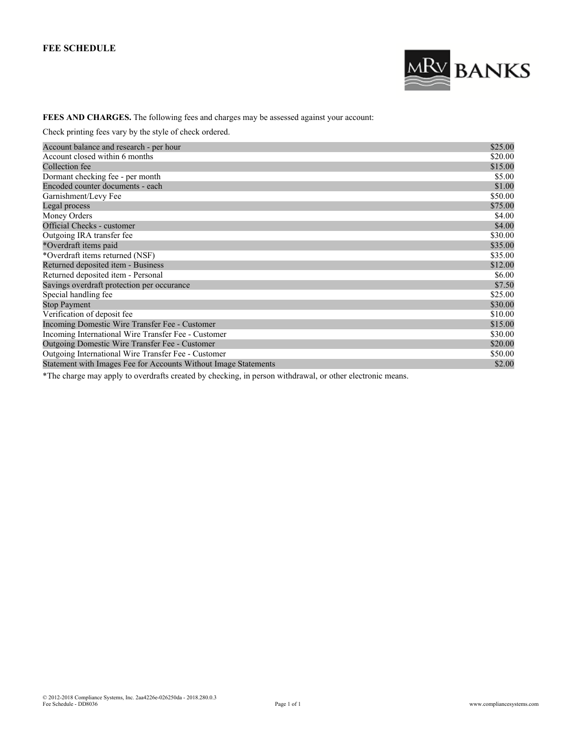# FEE SCHEDULE

MRV BANKS

**FEES AND CHARGES.** The following fees and charges may be assessed against your account:

Check printing fees vary by the style of check ordered.

| Fee | Amount |
|---|---|
| Account balance and research - per hour | $25.00 |
| Account closed within 6 months | $20.00 |
| Collection fee | $15.00 |
| Dormant checking fee - per month | $5.00 |
| Encoded counter documents - each | $1.00 |
| Garnishment/Levy Fee | $50.00 |
| Legal process | $75.00 |
| Money Orders | $4.00 |
| Official Checks - customer | $4.00 |
| Outgoing IRA transfer fee | $30.00 |
| *Overdraft items paid | $35.00 |
| *Overdraft items returned (NSF) | $35.00 |
| Returned deposited item - Business | $12.00 |
| Returned deposited item - Personal | $6.00 |
| Savings overdraft protection per occurance | $7.50 |
| Special handling fee | $25.00 |
| Stop Payment | $30.00 |
| Verification of deposit fee | $10.00 |
| Incoming Domestic Wire Transfer Fee - Customer | $15.00 |
| Incoming International Wire Transfer Fee - Customer | $30.00 |
| Outgoing Domestic Wire Transfer Fee - Customer | $20.00 |
| Outgoing International Wire Transfer Fee - Customer | $50.00 |
| Statement with Images Fee for Accounts Without Image Statements | $2.00 |

*The charge may apply to overdrafts created by checking, in person withdrawal, or other electronic means.

© 2012-2018 Compliance Systems, Inc. 2aa4226e-026250da - 2018.280.0.3
Fee Schedule - DD8036
www.compliancesystems.com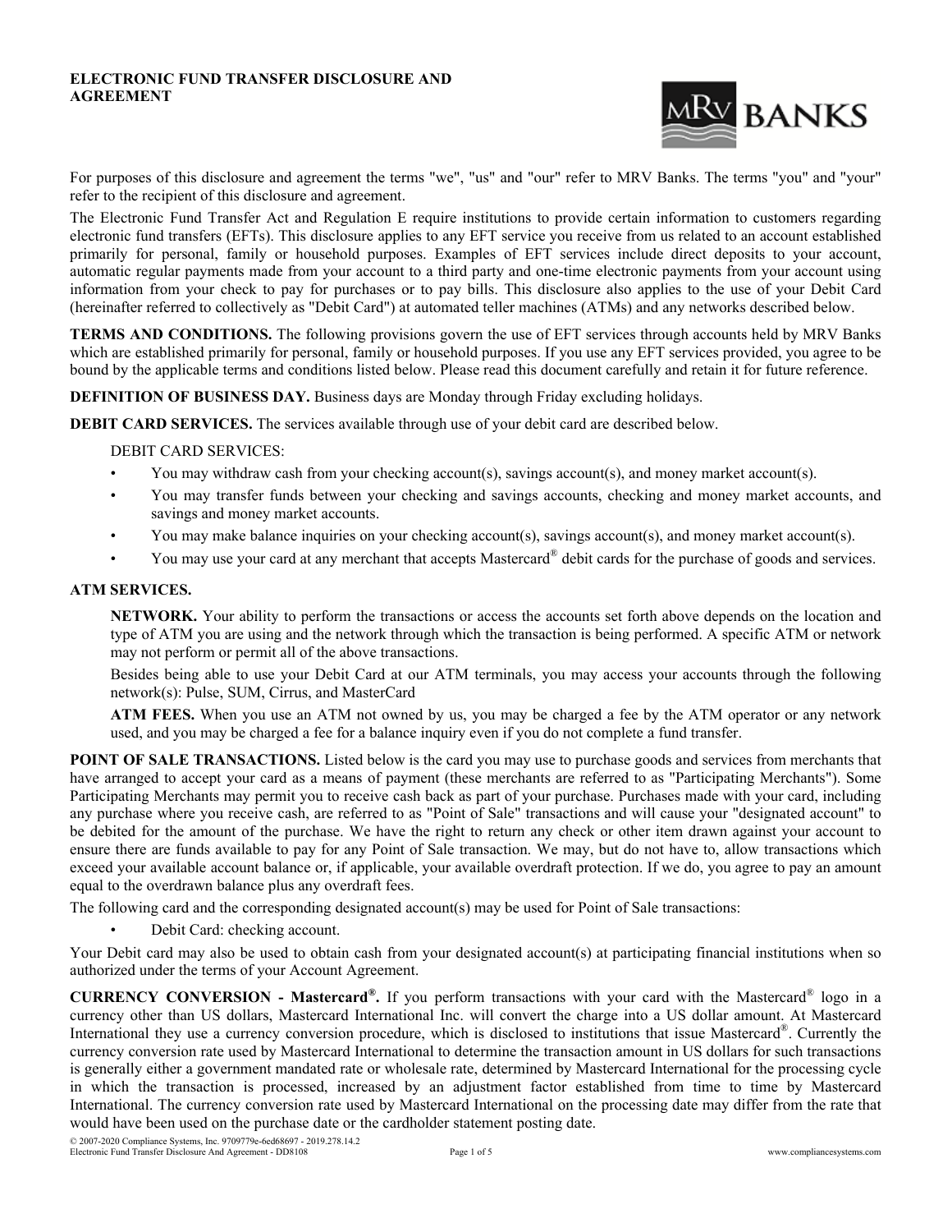**ELECTRONIC FUND TRANSFER DISCLOSURE AND AGREEMENT**

MRV BANKS

For purposes of this disclosure and agreement the terms "we", "us" and "our" refer to MRV Banks. The terms "you" and "your" refer to the recipient of this disclosure and agreement.

The Electronic Fund Transfer Act and Regulation E require institutions to provide certain information to customers regarding electronic fund transfers (EFTs). This disclosure applies to any EFT service you receive from us related to an account established primarily for personal, family or household purposes. Examples of EFT services include direct deposits to your account, automatic regular payments made from your account to a third party and one-time electronic payments from your account using information from your check to pay for purchases or to pay bills. This disclosure also applies to the use of your Debit Card (hereinafter referred to collectively as "Debit Card") at automated teller machines (ATMs) and any networks described below.

**TERMS AND CONDITIONS.** The following provisions govern the use of EFT services through accounts held by MRV Banks which are established primarily for personal, family or household purposes. If you use any EFT services provided, you agree to be bound by the applicable terms and conditions listed below. Please read this document carefully and retain it for future reference.

**DEFINITION OF BUSINESS DAY.** Business days are Monday through Friday excluding holidays.

**DEBIT CARD SERVICES.** The services available through use of your debit card are described below.

DEBIT CARD SERVICES:

- You may withdraw cash from your checking account(s), savings account(s), and money market account(s).
- You may transfer funds between your checking and savings accounts, checking and money market accounts, and savings and money market accounts.
- You may make balance inquiries on your checking account(s), savings account(s), and money market account(s).
- You may use your card at any merchant that accepts Mastercard® debit cards for the purchase of goods and services.

**ATM SERVICES.**

**NETWORK.** Your ability to perform the transactions or access the accounts set forth above depends on the location and type of ATM you are using and the network through which the transaction is being performed. A specific ATM or network may not perform or permit all of the above transactions.

Besides being able to use your Debit Card at our ATM terminals, you may access your accounts through the following network(s): Pulse, SUM, Cirrus, and MasterCard

**ATM FEES.** When you use an ATM not owned by us, you may be charged a fee by the ATM operator or any network used, and you may be charged a fee for a balance inquiry even if you do not complete a fund transfer.

**POINT OF SALE TRANSACTIONS.** Listed below is the card you may use to purchase goods and services from merchants that have arranged to accept your card as a means of payment (these merchants are referred to as "Participating Merchants"). Some Participating Merchants may permit you to receive cash back as part of your purchase. Purchases made with your card, including any purchase where you receive cash, are referred to as "Point of Sale" transactions and will cause your "designated account" to be debited for the amount of the purchase. We have the right to return any check or other item drawn against your account to ensure there are funds available to pay for any Point of Sale transaction. We may, but do not have to, allow transactions which exceed your available account balance or, if applicable, your available overdraft protection. If we do, you agree to pay an amount equal to the overdrawn balance plus any overdraft fees.

The following card and the corresponding designated account(s) may be used for Point of Sale transactions:

- Debit Card: checking account.

Your Debit card may also be used to obtain cash from your designated account(s) at participating financial institutions when so authorized under the terms of your Account Agreement.

**CURRENCY CONVERSION - Mastercard®.** If you perform transactions with your card with the Mastercard® logo in a currency other than US dollars, Mastercard International Inc. will convert the charge into a US dollar amount. At Mastercard International they use a currency conversion procedure, which is disclosed to institutions that issue Mastercard®. Currently the currency conversion rate used by Mastercard International to determine the transaction amount in US dollars for such transactions is generally either a government mandated rate or wholesale rate, determined by Mastercard International for the processing cycle in which the transaction is processed, increased by an adjustment factor established from time to time by Mastercard International. The currency conversion rate used by Mastercard International on the processing date may differ from the rate that would have been used on the purchase date or the cardholder statement posting date.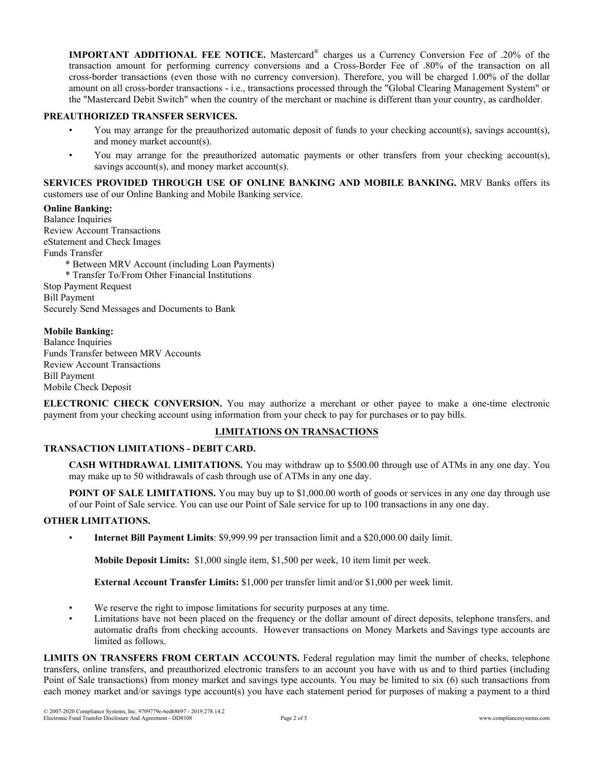**IMPORTANT ADDITIONAL FEE NOTICE.** Mastercard® charges us a Currency Conversion Fee of .20% of the transaction amount for performing currency conversions and a Cross-Border Fee of .80% of the transaction on all cross-border transactions (even those with no currency conversion). Therefore, you will be charged 1.00% of the dollar amount on all cross-border transactions - i.e., transactions processed through the "Global Clearing Management System" or the "Mastercard Debit Switch" when the country of the merchant or machine is different than your country, as cardholder.

**PREAUTHORIZED TRANSFER SERVICES.**

- You may arrange for the preauthorized automatic deposit of funds to your checking account(s), savings account(s), and money market account(s).
- You may arrange for the preauthorized automatic payments or other transfers from your checking account(s), savings account(s), and money market account(s).

**SERVICES PROVIDED THROUGH USE OF ONLINE BANKING AND MOBILE BANKING.** MRV Banks offers its customers use of our Online Banking and Mobile Banking service.

**Online Banking:**
Balance Inquiries
Review Account Transactions
eStatement and Check Images
Funds Transfer
 * Between MRV Account (including Loan Payments)
 * Transfer To/From Other Financial Institutions
Stop Payment Request
Bill Payment
Securely Send Messages and Documents to Bank

**Mobile Banking:**
Balance Inquiries
Funds Transfer between MRV Accounts
Review Account Transactions
Bill Payment
Mobile Check Deposit

**ELECTRONIC CHECK CONVERSION.** You may authorize a merchant or other payee to make a one-time electronic payment from your checking account using information from your check to pay for purchases or to pay bills.

## LIMITATIONS ON TRANSACTIONS

**TRANSACTION LIMITATIONS - DEBIT CARD.**

**CASH WITHDRAWAL LIMITATIONS.** You may withdraw up to $500.00 through use of ATMs in any one day. You may make up to 50 withdrawals of cash through use of ATMs in any one day.

**POINT OF SALE LIMITATIONS.** You may buy up to $1,000.00 worth of goods or services in any one day through use of our Point of Sale service. You can use our Point of Sale service for up to 100 transactions in any one day.

**OTHER LIMITATIONS.**

- **Internet Bill Payment Limits**: $9,999.99 per transaction limit and a $20,000.00 daily limit.

  **Mobile Deposit Limits:** $1,000 single item, $1,500 per week, 10 item limit per week.

  **External Account Transfer Limits:** $1,000 per transfer limit and/or $1,000 per week limit.

- We reserve the right to impose limitations for security purposes at any time.
- Limitations have not been placed on the frequency or the dollar amount of direct deposits, telephone transfers, and automatic drafts from checking accounts. However transactions on Money Markets and Savings type accounts are limited as follows.

**LIMITS ON TRANSFERS FROM CERTAIN ACCOUNTS.** Federal regulation may limit the number of checks, telephone transfers, online transfers, and preauthorized electronic transfers to an account you have with us and to third parties (including Point of Sale transactions) from money market and savings type accounts. You may be limited to six (6) such transactions from each money market and/or savings type account(s) you have each statement period for purposes of making a payment to a third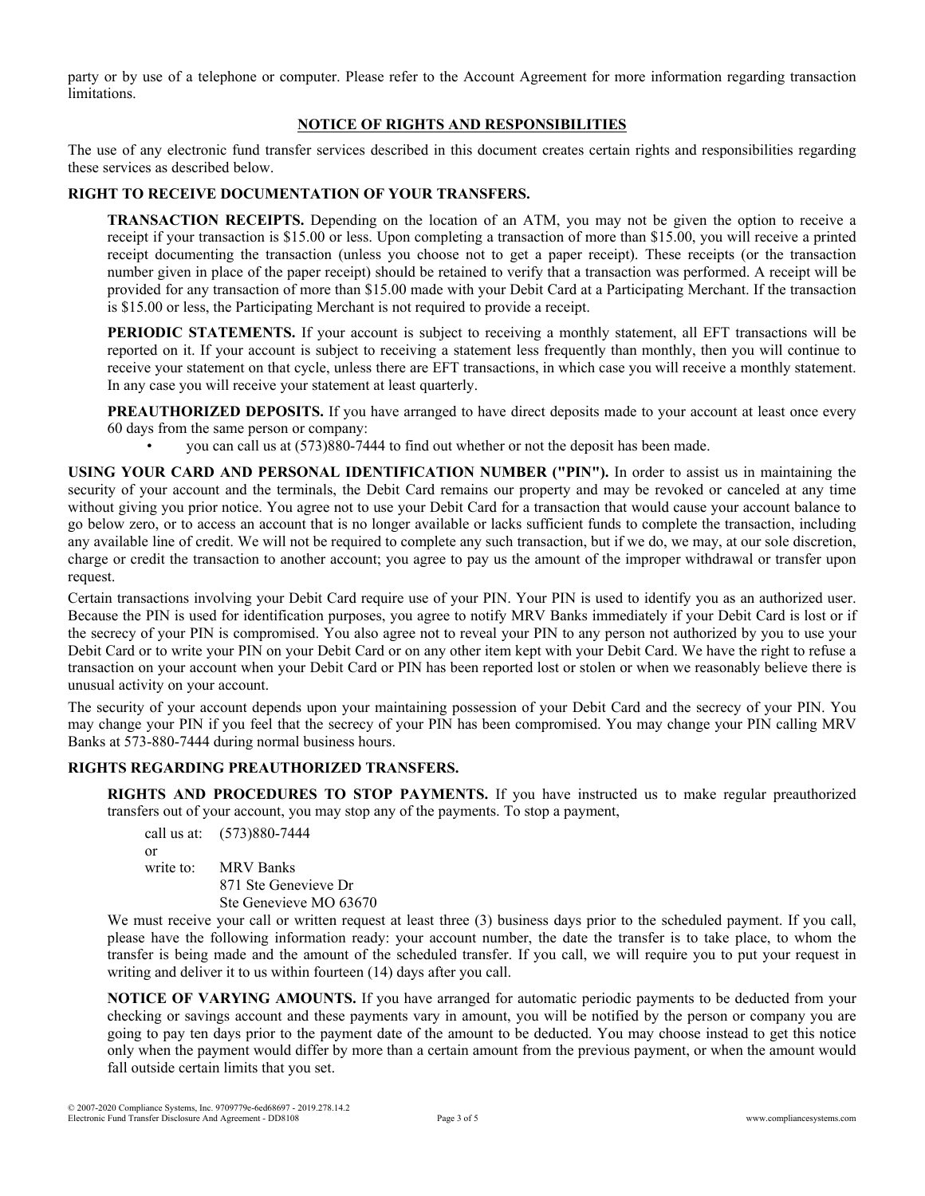party or by use of a telephone or computer. Please refer to the Account Agreement for more information regarding transaction limitations.

## NOTICE OF RIGHTS AND RESPONSIBILITIES

The use of any electronic fund transfer services described in this document creates certain rights and responsibilities regarding these services as described below.

### RIGHT TO RECEIVE DOCUMENTATION OF YOUR TRANSFERS.

**TRANSACTION RECEIPTS.** Depending on the location of an ATM, you may not be given the option to receive a receipt if your transaction is $15.00 or less. Upon completing a transaction of more than $15.00, you will receive a printed receipt documenting the transaction (unless you choose not to get a paper receipt). These receipts (or the transaction number given in place of the paper receipt) should be retained to verify that a transaction was performed. A receipt will be provided for any transaction of more than $15.00 made with your Debit Card at a Participating Merchant. If the transaction is $15.00 or less, the Participating Merchant is not required to provide a receipt.

**PERIODIC STATEMENTS.** If your account is subject to receiving a monthly statement, all EFT transactions will be reported on it. If your account is subject to receiving a statement less frequently than monthly, then you will continue to receive your statement on that cycle, unless there are EFT transactions, in which case you will receive a monthly statement. In any case you will receive your statement at least quarterly.

**PREAUTHORIZED DEPOSITS.** If you have arranged to have direct deposits made to your account at least once every 60 days from the same person or company:

- you can call us at (573)880-7444 to find out whether or not the deposit has been made.

**USING YOUR CARD AND PERSONAL IDENTIFICATION NUMBER ("PIN").** In order to assist us in maintaining the security of your account and the terminals, the Debit Card remains our property and may be revoked or canceled at any time without giving you prior notice. You agree not to use your Debit Card for a transaction that would cause your account balance to go below zero, or to access an account that is no longer available or lacks sufficient funds to complete the transaction, including any available line of credit. We will not be required to complete any such transaction, but if we do, we may, at our sole discretion, charge or credit the transaction to another account; you agree to pay us the amount of the improper withdrawal or transfer upon request.

Certain transactions involving your Debit Card require use of your PIN. Your PIN is used to identify you as an authorized user. Because the PIN is used for identification purposes, you agree to notify MRV Banks immediately if your Debit Card is lost or if the secrecy of your PIN is compromised. You also agree not to reveal your PIN to any person not authorized by you to use your Debit Card or to write your PIN on your Debit Card or on any other item kept with your Debit Card. We have the right to refuse a transaction on your account when your Debit Card or PIN has been reported lost or stolen or when we reasonably believe there is unusual activity on your account.

The security of your account depends upon your maintaining possession of your Debit Card and the secrecy of your PIN. You may change your PIN if you feel that the secrecy of your PIN has been compromised. You may change your PIN calling MRV Banks at 573-880-7444 during normal business hours.

### RIGHTS REGARDING PREAUTHORIZED TRANSFERS.

**RIGHTS AND PROCEDURES TO STOP PAYMENTS.** If you have instructed us to make regular preauthorized transfers out of your account, you may stop any of the payments. To stop a payment,

call us at: (573)880-7444
or
write to: MRV Banks
871 Ste Genevieve Dr
Ste Genevieve MO 63670

We must receive your call or written request at least three (3) business days prior to the scheduled payment. If you call, please have the following information ready: your account number, the date the transfer is to take place, to whom the transfer is being made and the amount of the scheduled transfer. If you call, we will require you to put your request in writing and deliver it to us within fourteen (14) days after you call.

**NOTICE OF VARYING AMOUNTS.** If you have arranged for automatic periodic payments to be deducted from your checking or savings account and these payments vary in amount, you will be notified by the person or company you are going to pay ten days prior to the payment date of the amount to be deducted. You may choose instead to get this notice only when the payment would differ by more than a certain amount from the previous payment, or when the amount would fall outside certain limits that you set.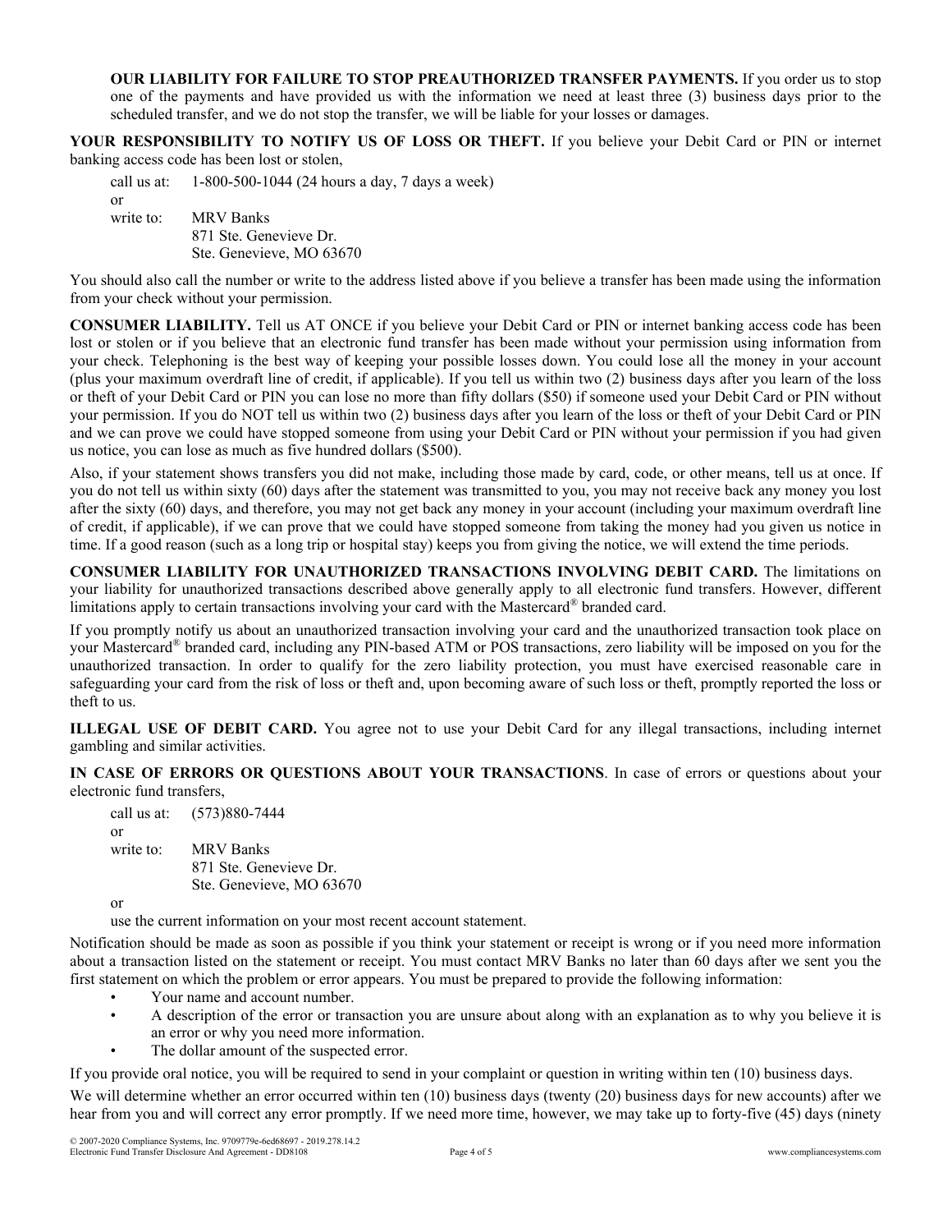**OUR LIABILITY FOR FAILURE TO STOP PREAUTHORIZED TRANSFER PAYMENTS.** If you order us to stop one of the payments and have provided us with the information we need at least three (3) business days prior to the scheduled transfer, and we do not stop the transfer, we will be liable for your losses or damages.

**YOUR RESPONSIBILITY TO NOTIFY US OF LOSS OR THEFT.** If you believe your Debit Card or PIN or internet banking access code has been lost or stolen,

call us at: 1-800-500-1044 (24 hours a day, 7 days a week)

or

write to: MRV Banks
871 Ste. Genevieve Dr.
Ste. Genevieve, MO 63670

You should also call the number or write to the address listed above if you believe a transfer has been made using the information from your check without your permission.

**CONSUMER LIABILITY.** Tell us AT ONCE if you believe your Debit Card or PIN or internet banking access code has been lost or stolen or if you believe that an electronic fund transfer has been made without your permission using information from your check. Telephoning is the best way of keeping your possible losses down. You could lose all the money in your account (plus your maximum overdraft line of credit, if applicable). If you tell us within two (2) business days after you learn of the loss or theft of your Debit Card or PIN you can lose no more than fifty dollars ($50) if someone used your Debit Card or PIN without your permission. If you do NOT tell us within two (2) business days after you learn of the loss or theft of your Debit Card or PIN and we can prove we could have stopped someone from using your Debit Card or PIN without your permission if you had given us notice, you can lose as much as five hundred dollars ($500).

Also, if your statement shows transfers you did not make, including those made by card, code, or other means, tell us at once. If you do not tell us within sixty (60) days after the statement was transmitted to you, you may not receive back any money you lost after the sixty (60) days, and therefore, you may not get back any money in your account (including your maximum overdraft line of credit, if applicable), if we can prove that we could have stopped someone from taking the money had you given us notice in time. If a good reason (such as a long trip or hospital stay) keeps you from giving the notice, we will extend the time periods.

**CONSUMER LIABILITY FOR UNAUTHORIZED TRANSACTIONS INVOLVING DEBIT CARD.** The limitations on your liability for unauthorized transactions described above generally apply to all electronic fund transfers. However, different limitations apply to certain transactions involving your card with the Mastercard® branded card.

If you promptly notify us about an unauthorized transaction involving your card and the unauthorized transaction took place on your Mastercard® branded card, including any PIN-based ATM or POS transactions, zero liability will be imposed on you for the unauthorized transaction. In order to qualify for the zero liability protection, you must have exercised reasonable care in safeguarding your card from the risk of loss or theft and, upon becoming aware of such loss or theft, promptly reported the loss or theft to us.

**ILLEGAL USE OF DEBIT CARD.** You agree not to use your Debit Card for any illegal transactions, including internet gambling and similar activities.

**IN CASE OF ERRORS OR QUESTIONS ABOUT YOUR TRANSACTIONS**. In case of errors or questions about your electronic fund transfers,

call us at: (573)880-7444

or

write to: MRV Banks
871 Ste. Genevieve Dr.
Ste. Genevieve, MO 63670

or

use the current information on your most recent account statement.

Notification should be made as soon as possible if you think your statement or receipt is wrong or if you need more information about a transaction listed on the statement or receipt. You must contact MRV Banks no later than 60 days after we sent you the first statement on which the problem or error appears. You must be prepared to provide the following information:

- Your name and account number.
- A description of the error or transaction you are unsure about along with an explanation as to why you believe it is an error or why you need more information.
- The dollar amount of the suspected error.

If you provide oral notice, you will be required to send in your complaint or question in writing within ten (10) business days.

We will determine whether an error occurred within ten (10) business days (twenty (20) business days for new accounts) after we hear from you and will correct any error promptly. If we need more time, however, we may take up to forty-five (45) days (ninety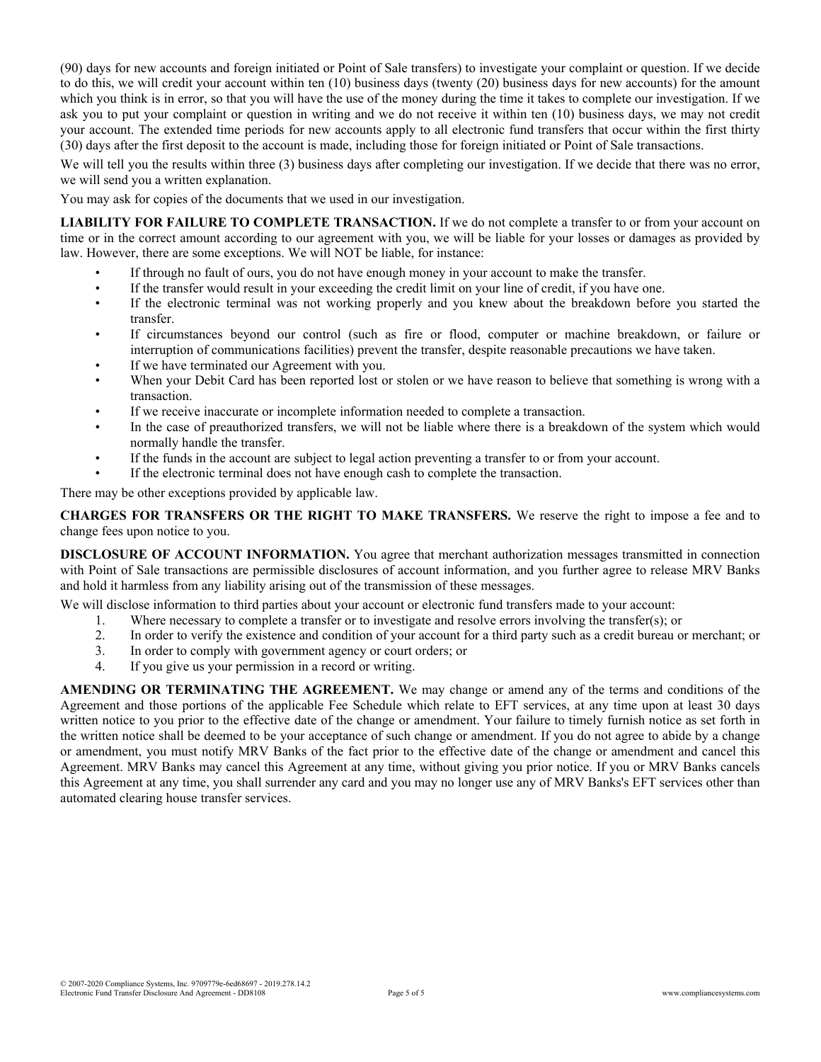(90) days for new accounts and foreign initiated or Point of Sale transfers) to investigate your complaint or question. If we decide to do this, we will credit your account within ten (10) business days (twenty (20) business days for new accounts) for the amount which you think is in error, so that you will have the use of the money during the time it takes to complete our investigation. If we ask you to put your complaint or question in writing and we do not receive it within ten (10) business days, we may not credit your account. The extended time periods for new accounts apply to all electronic fund transfers that occur within the first thirty (30) days after the first deposit to the account is made, including those for foreign initiated or Point of Sale transactions.

We will tell you the results within three (3) business days after completing our investigation. If we decide that there was no error, we will send you a written explanation.

You may ask for copies of the documents that we used in our investigation.

**LIABILITY FOR FAILURE TO COMPLETE TRANSACTION.** If we do not complete a transfer to or from your account on time or in the correct amount according to our agreement with you, we will be liable for your losses or damages as provided by law. However, there are some exceptions. We will NOT be liable, for instance:

- If through no fault of ours, you do not have enough money in your account to make the transfer.
- If the transfer would result in your exceeding the credit limit on your line of credit, if you have one.
- If the electronic terminal was not working properly and you knew about the breakdown before you started the transfer.
- If circumstances beyond our control (such as fire or flood, computer or machine breakdown, or failure or interruption of communications facilities) prevent the transfer, despite reasonable precautions we have taken.
- If we have terminated our Agreement with you.
- When your Debit Card has been reported lost or stolen or we have reason to believe that something is wrong with a transaction.
- If we receive inaccurate or incomplete information needed to complete a transaction.
- In the case of preauthorized transfers, we will not be liable where there is a breakdown of the system which would normally handle the transfer.
- If the funds in the account are subject to legal action preventing a transfer to or from your account.
- If the electronic terminal does not have enough cash to complete the transaction.

There may be other exceptions provided by applicable law.

**CHARGES FOR TRANSFERS OR THE RIGHT TO MAKE TRANSFERS.** We reserve the right to impose a fee and to change fees upon notice to you.

**DISCLOSURE OF ACCOUNT INFORMATION.** You agree that merchant authorization messages transmitted in connection with Point of Sale transactions are permissible disclosures of account information, and you further agree to release MRV Banks and hold it harmless from any liability arising out of the transmission of these messages.

We will disclose information to third parties about your account or electronic fund transfers made to your account:

1. Where necessary to complete a transfer or to investigate and resolve errors involving the transfer(s); or
2. In order to verify the existence and condition of your account for a third party such as a credit bureau or merchant; or
3. In order to comply with government agency or court orders; or
4. If you give us your permission in a record or writing.

**AMENDING OR TERMINATING THE AGREEMENT.** We may change or amend any of the terms and conditions of the Agreement and those portions of the applicable Fee Schedule which relate to EFT services, at any time upon at least 30 days written notice to you prior to the effective date of the change or amendment. Your failure to timely furnish notice as set forth in the written notice shall be deemed to be your acceptance of such change or amendment. If you do not agree to abide by a change or amendment, you must notify MRV Banks of the fact prior to the effective date of the change or amendment and cancel this Agreement. MRV Banks may cancel this Agreement at any time, without giving you prior notice. If you or MRV Banks cancels this Agreement at any time, you shall surrender any card and you may no longer use any of MRV Banks's EFT services other than automated clearing house transfer services.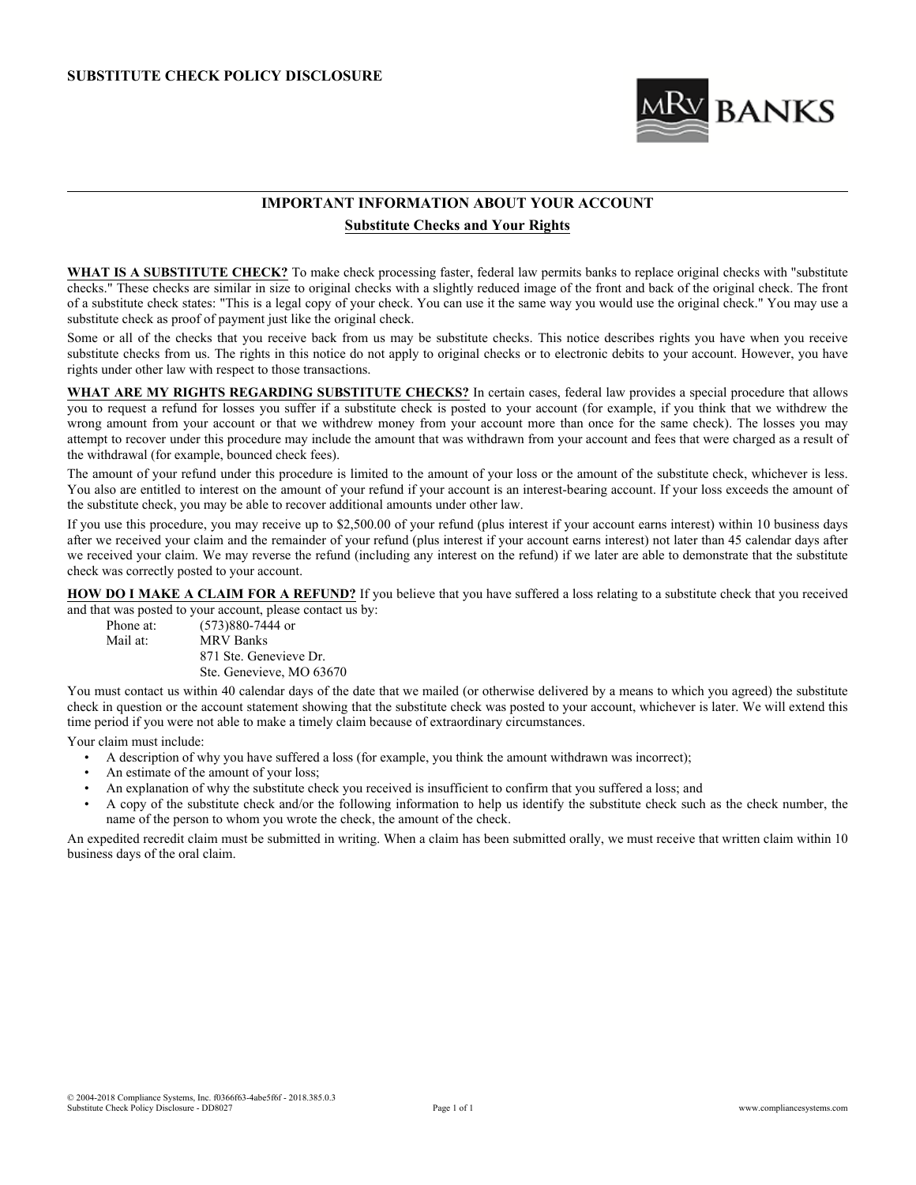# SUBSTITUTE CHECK POLICY DISCLOSURE

MRV BANKS

## IMPORTANT INFORMATION ABOUT YOUR ACCOUNT

### Substitute Checks and Your Rights

**WHAT IS A SUBSTITUTE CHECK?** To make check processing faster, federal law permits banks to replace original checks with "substitute checks." These checks are similar in size to original checks with a slightly reduced image of the front and back of the original check. The front of a substitute check states: "This is a legal copy of your check. You can use it the same way you would use the original check." You may use a substitute check as proof of payment just like the original check.

Some or all of the checks that you receive back from us may be substitute checks. This notice describes rights you have when you receive substitute checks from us. The rights in this notice do not apply to original checks or to electronic debits to your account. However, you have rights under other law with respect to those transactions.

**WHAT ARE MY RIGHTS REGARDING SUBSTITUTE CHECKS?** In certain cases, federal law provides a special procedure that allows you to request a refund for losses you suffer if a substitute check is posted to your account (for example, if you think that we withdrew the wrong amount from your account or that we withdrew money from your account more than once for the same check). The losses you may attempt to recover under this procedure may include the amount that was withdrawn from your account and fees that were charged as a result of the withdrawal (for example, bounced check fees).

The amount of your refund under this procedure is limited to the amount of your loss or the amount of the substitute check, whichever is less. You also are entitled to interest on the amount of your refund if your account is an interest-bearing account. If your loss exceeds the amount of the substitute check, you may be able to recover additional amounts under other law.

If you use this procedure, you may receive up to $2,500.00 of your refund (plus interest if your account earns interest) within 10 business days after we received your claim and the remainder of your refund (plus interest if your account earns interest) not later than 45 calendar days after we received your claim. We may reverse the refund (including any interest on the refund) if we later are able to demonstrate that the substitute check was correctly posted to your account.

**HOW DO I MAKE A CLAIM FOR A REFUND?** If you believe that you have suffered a loss relating to a substitute check that you received and that was posted to your account, please contact us by:

Phone at: (573)880-7444 or
Mail at: MRV Banks
871 Ste. Genevieve Dr.
Ste. Genevieve, MO 63670

You must contact us within 40 calendar days of the date that we mailed (or otherwise delivered by a means to which you agreed) the substitute check in question or the account statement showing that the substitute check was posted to your account, whichever is later. We will extend this time period if you were not able to make a timely claim because of extraordinary circumstances.

Your claim must include:

- A description of why you have suffered a loss (for example, you think the amount withdrawn was incorrect);
- An estimate of the amount of your loss;
- An explanation of why the substitute check you received is insufficient to confirm that you suffered a loss; and
- A copy of the substitute check and/or the following information to help us identify the substitute check such as the check number, the name of the person to whom you wrote the check, the amount of the check.

An expedited recredit claim must be submitted in writing. When a claim has been submitted orally, we must receive that written claim within 10 business days of the oral claim.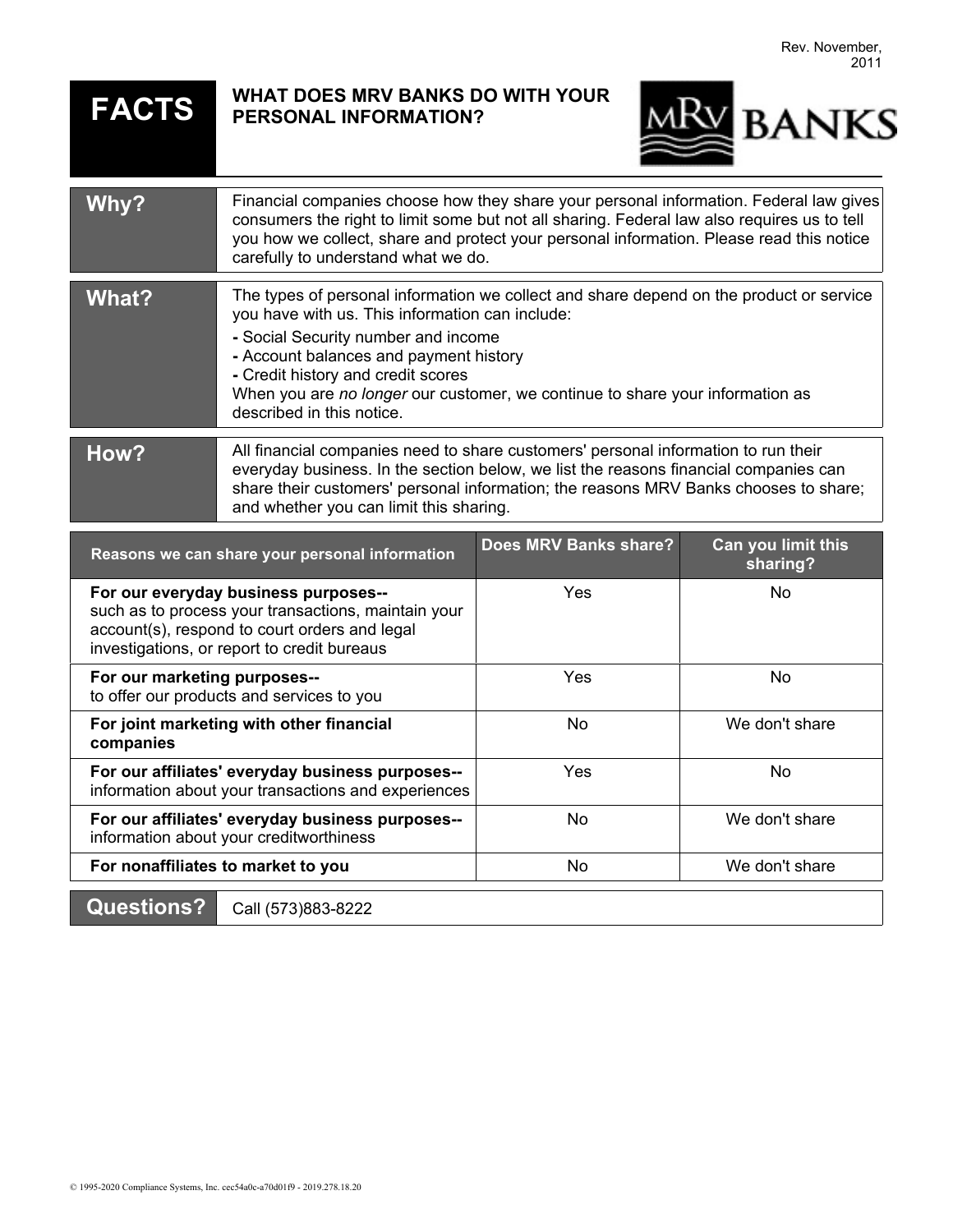Rev. November, 2011

# FACTS

## WHAT DOES MRV BANKS DO WITH YOUR PERSONAL INFORMATION?

MRV BANKS

| | |
|---|---|
| **Why?** | Financial companies choose how they share your personal information. Federal law gives consumers the right to limit some but not all sharing. Federal law also requires us to tell you how we collect, share and protect your personal information. Please read this notice carefully to understand what we do. |
| **What?** | The types of personal information we collect and share depend on the product or service you have with us. This information can include:<br>**-** Social Security number and income<br>**-** Account balances and payment history<br>**-** Credit history and credit scores<br>When you are *no longer* our customer, we continue to share your information as described in this notice. |
| **How?** | All financial companies need to share customers' personal information to run their everyday business. In the section below, we list the reasons financial companies can share their customers' personal information; the reasons MRV Banks chooses to share; and whether you can limit this sharing. |

| Reasons we can share your personal information | Does MRV Banks share? | Can you limit this sharing? |
|---|---|---|
| **For our everyday business purposes--** such as to process your transactions, maintain your account(s), respond to court orders and legal investigations, or report to credit bureaus | Yes | No |
| **For our marketing purposes--** to offer our products and services to you | Yes | No |
| **For joint marketing with other financial companies** | No | We don't share |
| **For our affiliates' everyday business purposes--** information about your transactions and experiences | Yes | No |
| **For our affiliates' everyday business purposes--** information about your creditworthiness | No | We don't share |
| **For nonaffiliates to market to you** | No | We don't share |

| | |
|---|---|
| **Questions?** | Call (573)883-8222 |

© 1995-2020 Compliance Systems, Inc. cec54a0c-a70d01f9 - 2019.278.18.20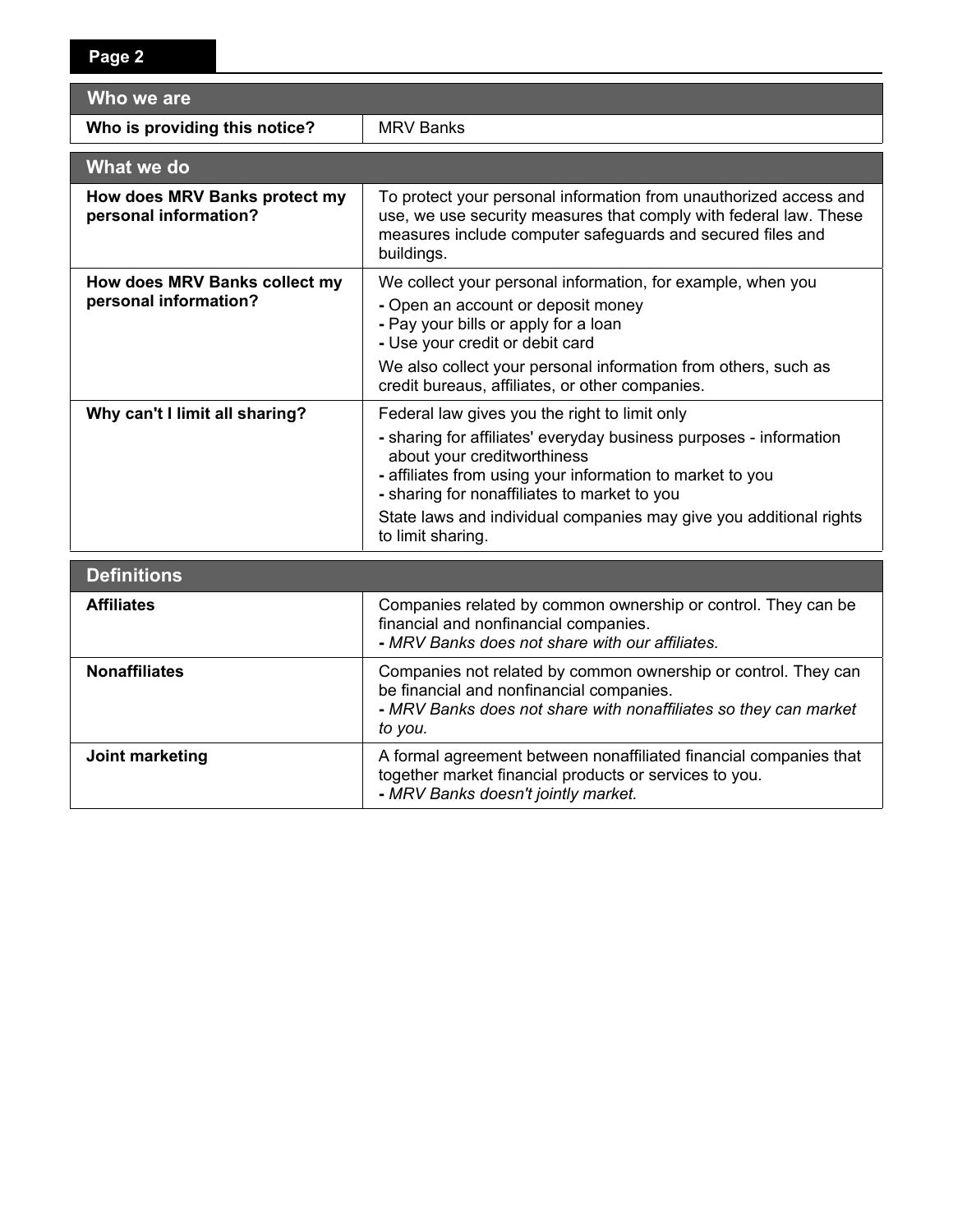| Who we are | |
| --- | --- |
| **Who is providing this notice?** | MRV Banks |

| What we do | |
| --- | --- |
| **How does MRV Banks protect my personal information?** | To protect your personal information from unauthorized access and use, we use security measures that comply with federal law. These measures include computer safeguards and secured files and buildings. |
| **How does MRV Banks collect my personal information?** | We collect your personal information, for example, when you<br>- Open an account or deposit money<br>- Pay your bills or apply for a loan<br>- Use your credit or debit card<br>We also collect your personal information from others, such as credit bureaus, affiliates, or other companies. |
| **Why can't I limit all sharing?** | Federal law gives you the right to limit only<br>- sharing for affiliates' everyday business purposes - information about your creditworthiness<br>- affiliates from using your information to market to you<br>- sharing for nonaffiliates to market to you<br>State laws and individual companies may give you additional rights to limit sharing. |

| Definitions | |
| --- | --- |
| **Affiliates** | Companies related by common ownership or control. They can be financial and nonfinancial companies.<br>- *MRV Banks does not share with our affiliates.* |
| **Nonaffiliates** | Companies not related by common ownership or control. They can be financial and nonfinancial companies.<br>- *MRV Banks does not share with nonaffiliates so they can market to you.* |
| **Joint marketing** | A formal agreement between nonaffiliated financial companies that together market financial products or services to you.<br>- *MRV Banks doesn't jointly market.* |